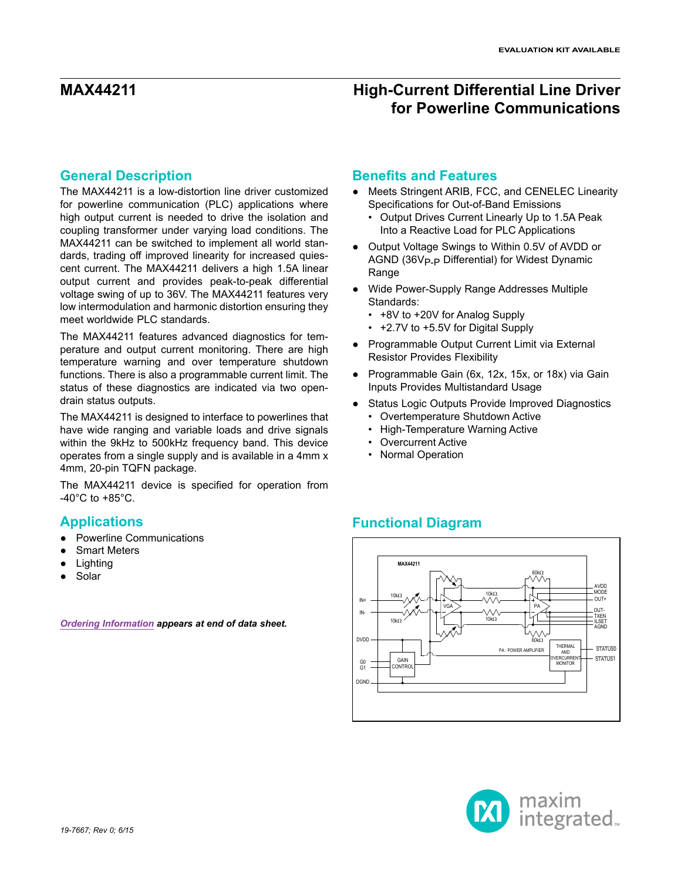EVALUATION KIT AVAILABLE

# MAX44211

# High-Current Differential Line Driver for Powerline Communications

## General Description

The MAX44211 is a low-distortion line driver customized for powerline communication (PLC) applications where high output current is needed to drive the isolation and coupling transformer under varying load conditions. The MAX44211 can be switched to implement all world standards, trading off improved linearity for increased quiescent current. The MAX44211 delivers a high 1.5A linear output current and provides peak-to-peak differential voltage swing of up to 36V. The MAX44211 features very low intermodulation and harmonic distortion ensuring they meet worldwide PLC standards.

The MAX44211 features advanced diagnostics for temperature and output current monitoring. There are also high temperature warning and over temperature shutdown functions. There is also a programmable current limit. The status of these diagnostics are indicated via two open-drain status outputs.

The MAX44211 is designed to interface to powerlines that have wide ranging and variable loads and drive signals within the 9kHz to 500kHz frequency band. This device operates from a single supply and is available in a 4mm x 4mm, 20-pin TQFN package.

The MAX44211 device is specified for operation from -40°C to +85°C.

## Applications

- Powerline Communications
- Smart Meters
- Lighting
- Solar

*Ordering Information* ***appears at end of data sheet.***

## Benefits and Features

- Meets Stringent ARIB, FCC, and CENELEC Linearity Specifications for Out-of-Band Emissions
  - Output Drives Current Linearly Up to 1.5A Peak Into a Reactive Load for PLC Applications
- Output Voltage Swings to Within 0.5V of AVDD or AGND ($36V_{P-P}$ Differential) for Widest Dynamic Range
- Wide Power-Supply Range Addresses Multiple Standards:
  - +8V to +20V for Analog Supply
  - +2.7V to +5.5V for Digital Supply
- Programmable Output Current Limit via External Resistor Provides Flexibility
- Programmable Gain (6x, 12x, 15x, or 18x) via Gain Inputs Provides Multistandard Usage
- Status Logic Outputs Provide Improved Diagnostics
  - Overtemperature Shutdown Active
  - High-Temperature Warning Active
  - Overcurrent Active
  - Normal Operation

## Functional Diagram

MAX44211 — IN+, IN-, 10kΩ, VGA, 10kΩ, 60kΩ, PA, AVDD, MODE, OUT+, OUT-, TXEN, ILSET, AGND, DVDD, G0, G1, GAIN CONTROL, DGND, PA : POWER AMPLIFIER, THERMAL AND OVERCURRENT MONITOR, STATUS0, STATUS1

19-7667; Rev 0; 6/15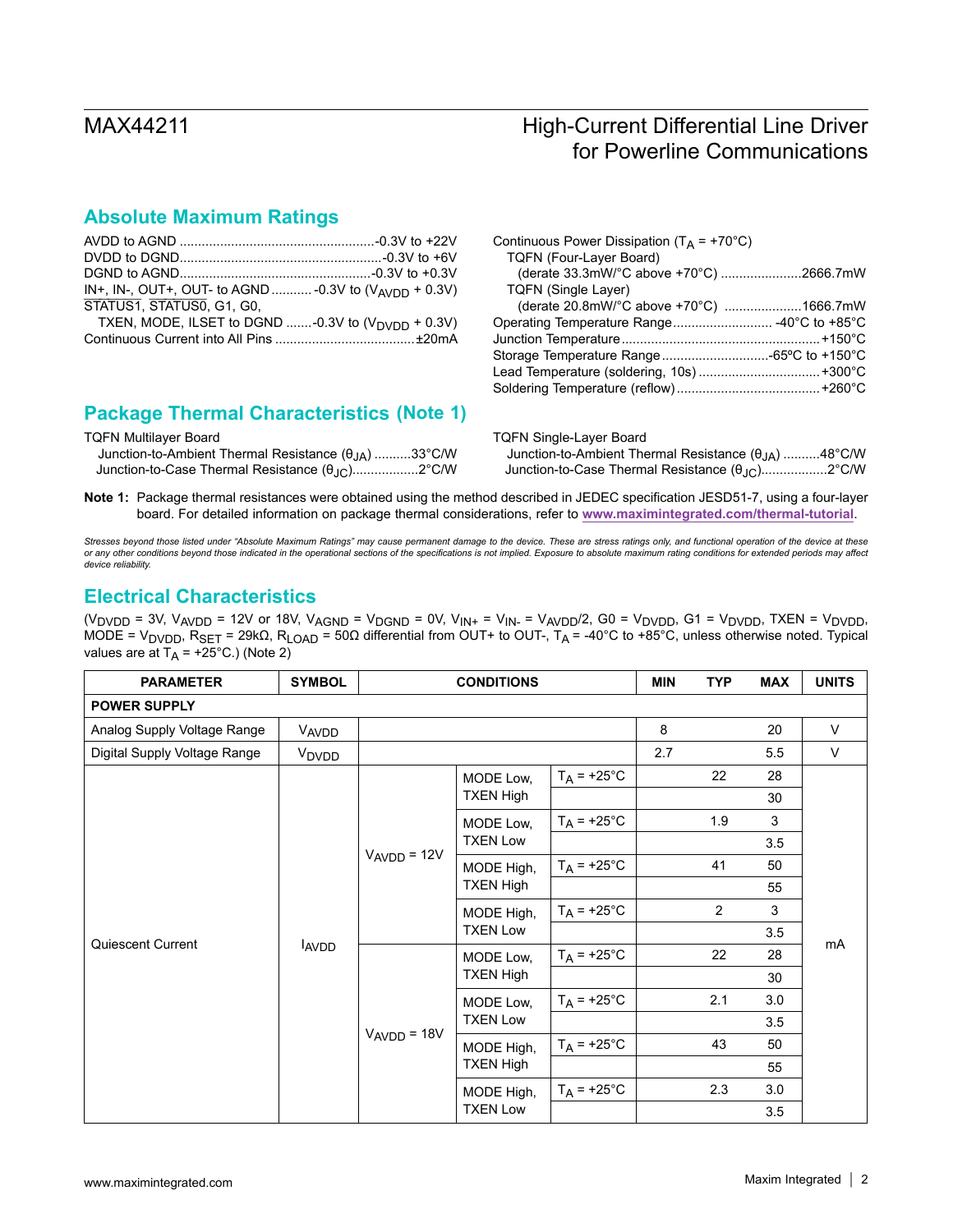## Absolute Maximum Ratings

AVDD to AGND ....................................................-0.3V to +22V
DVDD to DGND......................................................-0.3V to +6V
DGND to AGND...................................................-0.3V to +0.3V
IN+, IN-, OUT+, OUT- to AGND ........... -0.3V to ($V_{AVDD}$ + 0.3V)
$\overline{STATUS1}$, $\overline{STATUS0}$, G1, G0,
TXEN, MODE, ILSET to DGND .......-0.3V to ($V_{DVDD}$ + 0.3V)
Continuous Current into All Pins .....................................±20mA

Continuous Power Dissipation ($T_A$ = +70°C)
TQFN (Four-Layer Board)
(derate 33.3mW/°C above +70°C) ......................2666.7mW
TQFN (Single Layer)
(derate 20.8mW/°C above +70°C) .....................1666.7mW
Operating Temperature Range........................... -40°C to +85°C
Junction Temperature.....................................................+150°C
Storage Temperature Range.............................-65ºC to +150°C
Lead Temperature (soldering, 10s) .................................+300°C
Soldering Temperature (reflow).......................................+260°C

## Package Thermal Characteristics (Note 1)

TQFN Multilayer Board
Junction-to-Ambient Thermal Resistance ($\theta_{JA}$) ..........33°C/W
Junction-to-Case Thermal Resistance ($\theta_{JC}$).................2°C/W

TQFN Single-Layer Board
Junction-to-Ambient Thermal Resistance ($\theta_{JA}$) ..........48°C/W
Junction-to-Case Thermal Resistance ($\theta_{JC}$).................2°C/W

**Note 1:** Package thermal resistances were obtained using the method described in JEDEC specification JESD51-7, using a four-layer board. For detailed information on package thermal considerations, refer to www.maximintegrated.com/thermal-tutorial.

*Stresses beyond those listed under "Absolute Maximum Ratings" may cause permanent damage to the device. These are stress ratings only, and functional operation of the device at these or any other conditions beyond those indicated in the operational sections of the specifications is not implied. Exposure to absolute maximum rating conditions for extended periods may affect device reliability.*

## Electrical Characteristics

($V_{DVDD}$ = 3V, $V_{AVDD}$ = 12V or 18V, $V_{AGND}$ = $V_{DGND}$ = 0V, $V_{IN+}$ = $V_{IN-}$ = $V_{AVDD}$/2, G0 = $V_{DVDD}$, G1 = $V_{DVDD}$, TXEN = $V_{DVDD}$, MODE = $V_{DVDD}$, $R_{SET}$ = 29kΩ, $R_{LOAD}$ = 50Ω differential from OUT+ to OUT-, $T_A$ = -40°C to +85°C, unless otherwise noted. Typical values are at $T_A$ = +25°C.) (Note 2)

| PARAMETER | SYMBOL | CONDITIONS | | | MIN | TYP | MAX | UNITS |
|---|---|---|---|---|---|---|---|---|
| **POWER SUPPLY** | | | | | | | | |
| Analog Supply Voltage Range | $V_{AVDD}$ | | | | 8 | | 20 | V |
| Digital Supply Voltage Range | $V_{DVDD}$ | | | | 2.7 | | 5.5 | V |
| Quiescent Current | $I_{AVDD}$ | $V_{AVDD}$ = 12V | MODE Low, TXEN High | $T_A$ = +25°C | | 22 | 28 | mA |
| | | | | | | | 30 | |
| | | | MODE Low, TXEN Low | $T_A$ = +25°C | | 1.9 | 3 | |
| | | | | | | | 3.5 | |
| | | | MODE High, TXEN High | $T_A$ = +25°C | | 41 | 50 | |
| | | | | | | | 55 | |
| | | | MODE High, TXEN Low | $T_A$ = +25°C | | 2 | 3 | |
| | | | | | | | 3.5 | |
| | | $V_{AVDD}$ = 18V | MODE Low, TXEN High | $T_A$ = +25°C | | 22 | 28 | |
| | | | | | | | 30 | |
| | | | MODE Low, TXEN Low | $T_A$ = +25°C | | 2.1 | 3.0 | |
| | | | | | | | 3.5 | |
| | | | MODE High, TXEN High | $T_A$ = +25°C | | 43 | 50 | |
| | | | | | | | 55 | |
| | | | MODE High, TXEN Low | $T_A$ = +25°C | | 2.3 | 3.0 | |
| | | | | | | | 3.5 | |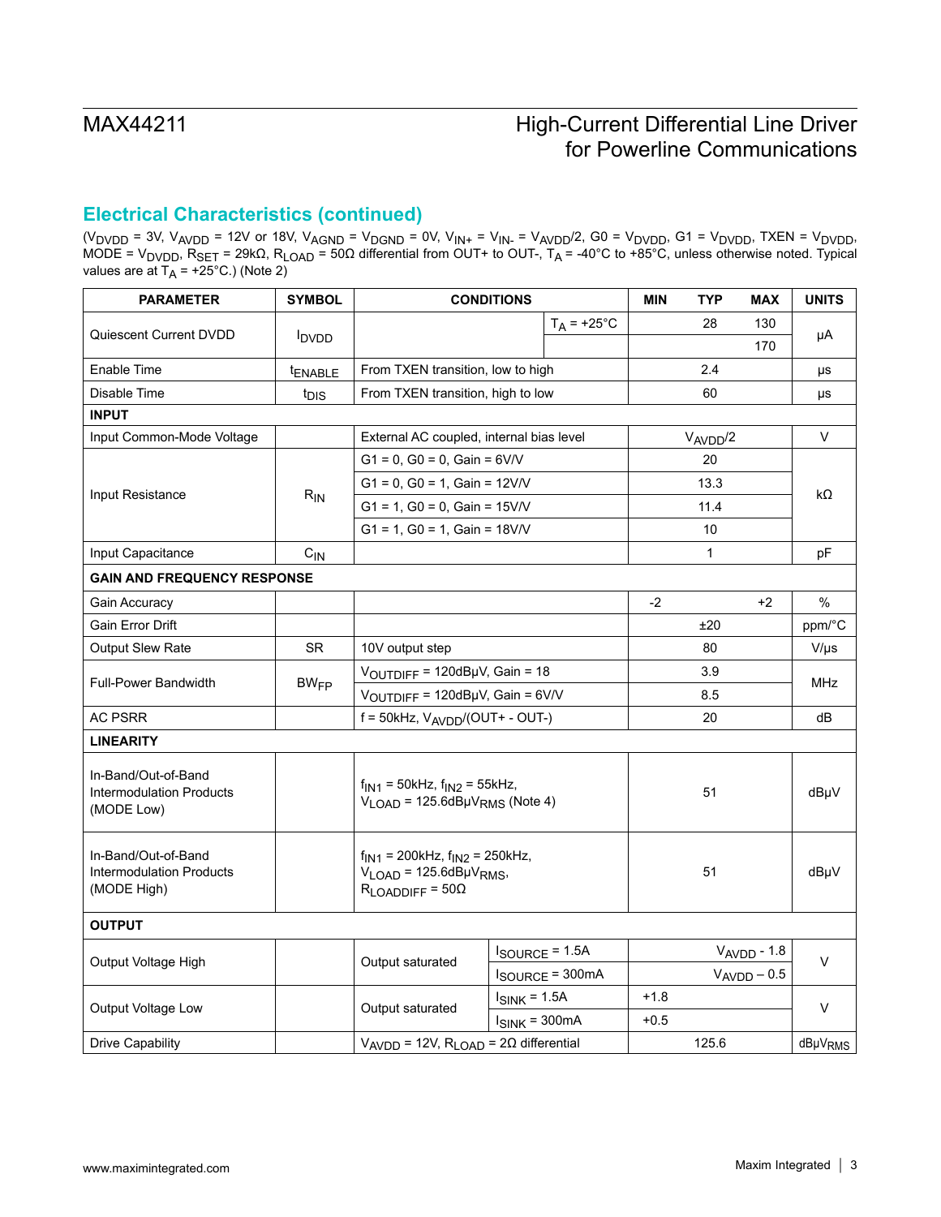## Electrical Characteristics (continued)

($V_{DVDD}$ = 3V, $V_{AVDD}$ = 12V or 18V, $V_{AGND}$ = $V_{DGND}$ = 0V, $V_{IN+}$ = $V_{IN-}$ = $V_{AVDD}$/2, G0 = $V_{DVDD}$, G1 = $V_{DVDD}$, TXEN = $V_{DVDD}$, MODE = $V_{DVDD}$, $R_{SET}$ = 29kΩ, $R_{LOAD}$ = 50Ω differential from OUT+ to OUT-, $T_A$ = -40°C to +85°C, unless otherwise noted. Typical values are at $T_A$ = +25°C.) (Note 2)

| PARAMETER | SYMBOL | CONDITIONS | | MIN | TYP | MAX | UNITS |
|---|---|---|---|---|---|---|---|
| Quiescent Current DVDD | $I_{DVDD}$ | | $T_A$ = +25°C | | 28 | 130 | µA |
| | | | | | | 170 | |
| Enable Time | $t_{ENABLE}$ | From TXEN transition, low to high | | | 2.4 | | µs |
| Disable Time | $t_{DIS}$ | From TXEN transition, high to low | | | 60 | | µs |
| **INPUT** | | | | | | | |
| Input Common-Mode Voltage | | External AC coupled, internal bias level | | | $V_{AVDD}$/2 | | V |
| Input Resistance | $R_{IN}$ | G1 = 0, G0 = 0, Gain = 6V/V | | | 20 | | kΩ |
| | | G1 = 0, G0 = 1, Gain = 12V/V | | | 13.3 | | |
| | | G1 = 1, G0 = 0, Gain = 15V/V | | | 11.4 | | |
| | | G1 = 1, G0 = 1, Gain = 18V/V | | | 10 | | |
| Input Capacitance | $C_{IN}$ | | | | 1 | | pF |
| **GAIN AND FREQUENCY RESPONSE** | | | | | | | |
| Gain Accuracy | | | | -2 | | +2 | % |
| Gain Error Drift | | | | | ±20 | | ppm/°C |
| Output Slew Rate | SR | 10V output step | | | 80 | | V/µs |
| Full-Power Bandwidth | $BW_{FP}$ | $V_{OUTDIFF}$ = 120dBµV, Gain = 18 | | | 3.9 | | MHz |
| | | $V_{OUTDIFF}$ = 120dBµV, Gain = 6V/V | | | 8.5 | | |
| AC PSRR | | f = 50kHz, $V_{AVDD}$/(OUT+ - OUT-) | | | 20 | | dB |
| **LINEARITY** | | | | | | | |
| In-Band/Out-of-Band Intermodulation Products (MODE Low) | | $f_{IN1}$ = 50kHz, $f_{IN2}$ = 55kHz, $V_{LOAD}$ = 125.6dBµ$V_{RMS}$ (Note 4) | | | 51 | | dBµV |
| In-Band/Out-of-Band Intermodulation Products (MODE High) | | $f_{IN1}$ = 200kHz, $f_{IN2}$ = 250kHz, $V_{LOAD}$ = 125.6dBµ$V_{RMS}$, $R_{LOADDIFF}$ = 50Ω | | | 51 | | dBµV |
| **OUTPUT** | | | | | | | |
| Output Voltage High | | Output saturated | $I_{SOURCE}$ = 1.5A | | | $V_{AVDD}$ - 1.8 | V |
| | | | $I_{SOURCE}$ = 300mA | | | $V_{AVDD}$ – 0.5 | |
| Output Voltage Low | | Output saturated | $I_{SINK}$ = 1.5A | +1.8 | | | V |
| | | | $I_{SINK}$ = 300mA | +0.5 | | | |
| Drive Capability | | $V_{AVDD}$ = 12V, $R_{LOAD}$ = 2Ω differential | | | 125.6 | | dBµ$V_{RMS}$ |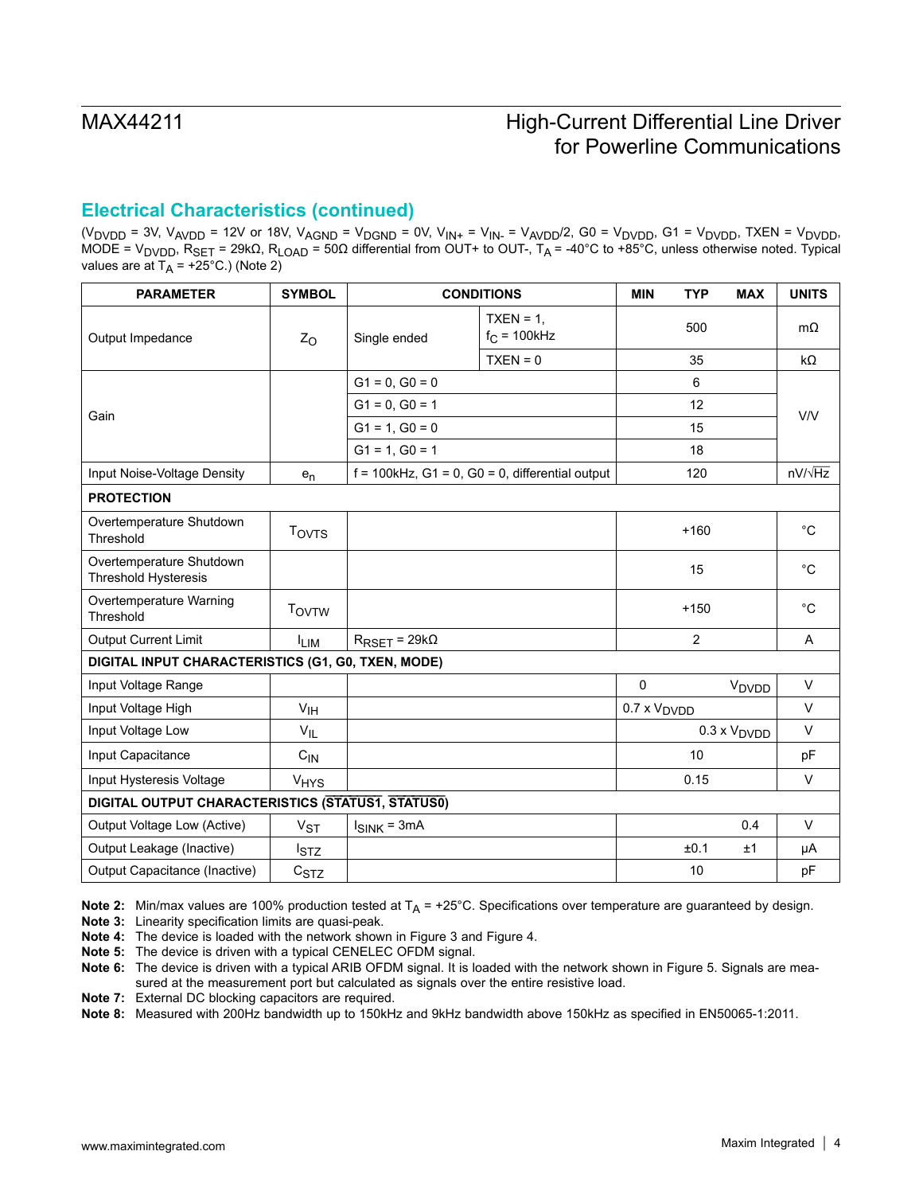## Electrical Characteristics (continued)

($V_{DVDD}$ = 3V, $V_{AVDD}$ = 12V or 18V, $V_{AGND}$ = $V_{DGND}$ = 0V, $V_{IN+}$ = $V_{IN-}$ = $V_{AVDD}/2$, G0 = $V_{DVDD}$, G1 = $V_{DVDD}$, TXEN = $V_{DVDD}$, MODE = $V_{DVDD}$, $R_{SET}$ = 29kΩ, $R_{LOAD}$ = 50Ω differential from OUT+ to OUT-, $T_A$ = -40°C to +85°C, unless otherwise noted. Typical values are at $T_A$ = +25°C.) (Note 2)

| PARAMETER | SYMBOL | CONDITIONS | | MIN | TYP | MAX | UNITS |
|---|---|---|---|---|---|---|---|
| Output Impedance | $Z_O$ | Single ended | TXEN = 1, $f_C$ = 100kHz | | 500 | | mΩ |
| | | | TXEN = 0 | | 35 | | kΩ |
| Gain | | G1 = 0, G0 = 0 | | | 6 | | V/V |
| | | G1 = 0, G0 = 1 | | | 12 | | |
| | | G1 = 1, G0 = 0 | | | 15 | | |
| | | G1 = 1, G0 = 1 | | | 18 | | |
| Input Noise-Voltage Density | $e_n$ | f = 100kHz, G1 = 0, G0 = 0, differential output | | | 120 | | nV/√Hz |
| **PROTECTION** | | | | | | | |
| Overtemperature Shutdown Threshold | $T_{OVTS}$ | | | | +160 | | °C |
| Overtemperature Shutdown Threshold Hysteresis | | | | | 15 | | °C |
| Overtemperature Warning Threshold | $T_{OVTW}$ | | | | +150 | | °C |
| Output Current Limit | $I_{LIM}$ | $R_{RSET}$ = 29kΩ | | | 2 | | A |
| **DIGITAL INPUT CHARACTERISTICS (G1, G0, TXEN, MODE)** | | | | | | | |
| Input Voltage Range | | | | 0 | | $V_{DVDD}$ | V |
| Input Voltage High | $V_{IH}$ | | | 0.7 x $V_{DVDD}$ | | | V |
| Input Voltage Low | $V_{IL}$ | | | | | 0.3 x $V_{DVDD}$ | V |
| Input Capacitance | $C_{IN}$ | | | | 10 | | pF |
| Input Hysteresis Voltage | $V_{HYS}$ | | | | 0.15 | | V |
| **DIGITAL OUTPUT CHARACTERISTICS ($\overline{STATUS1}$, $\overline{STATUS0}$)** | | | | | | | |
| Output Voltage Low (Active) | $V_{ST}$ | $I_{SINK}$ = 3mA | | | | 0.4 | V |
| Output Leakage (Inactive) | $I_{STZ}$ | | | | ±0.1 | ±1 | µA |
| Output Capacitance (Inactive) | $C_{STZ}$ | | | | 10 | | pF |

**Note 2:** Min/max values are 100% production tested at $T_A$ = +25°C. Specifications over temperature are guaranteed by design.
**Note 3:** Linearity specification limits are quasi-peak.
**Note 4:** The device is loaded with the network shown in Figure 3 and Figure 4.
**Note 5:** The device is driven with a typical CENELEC OFDM signal.
**Note 6:** The device is driven with a typical ARIB OFDM signal. It is loaded with the network shown in Figure 5. Signals are measured at the measurement port but calculated as signals over the entire resistive load.
**Note 7:** External DC blocking capacitors are required.
**Note 8:** Measured with 200Hz bandwidth up to 150kHz and 9kHz bandwidth above 150kHz as specified in EN50065-1:2011.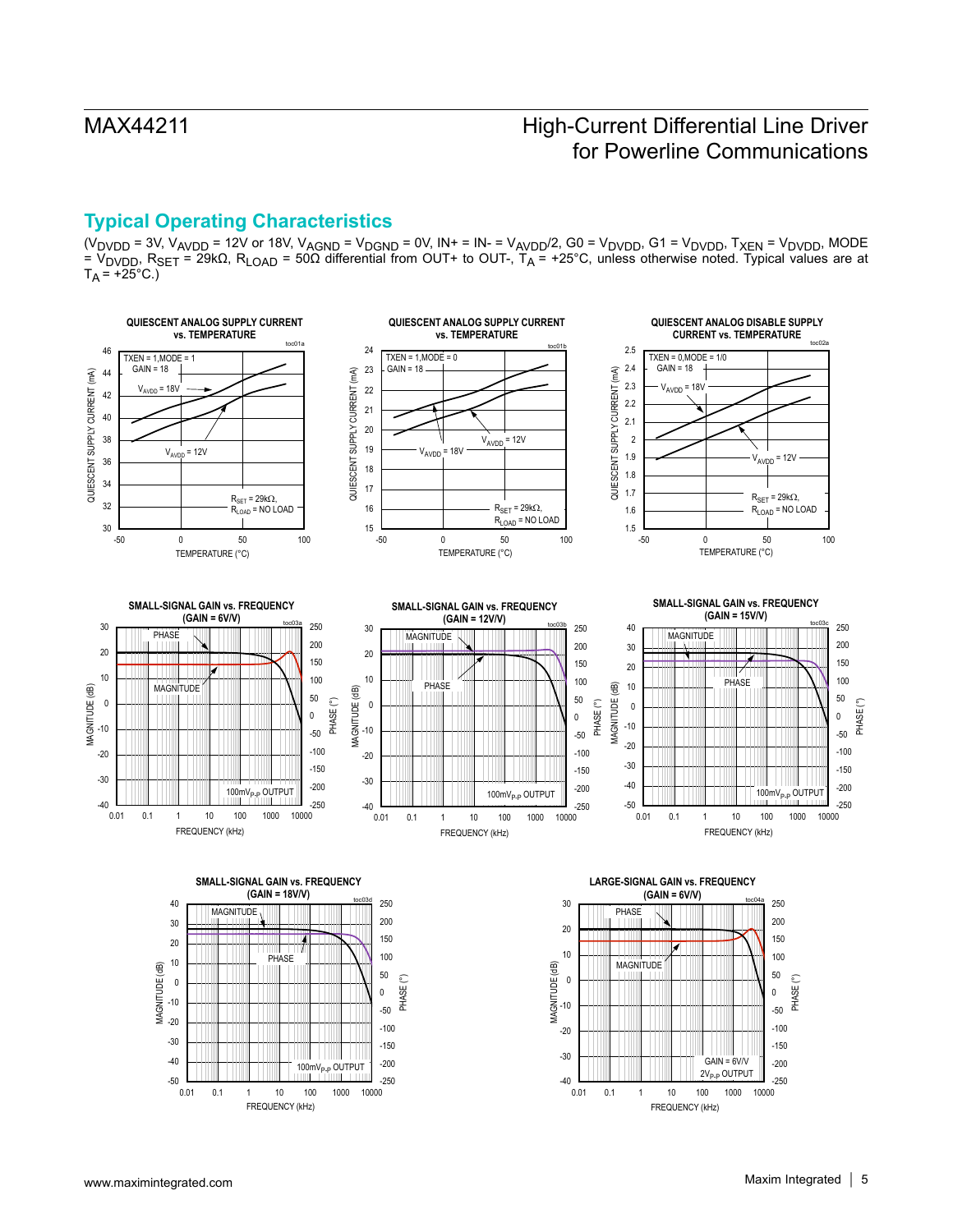## Typical Operating Characteristics

($V_{DVDD}$ = 3V, $V_{AVDD}$ = 12V or 18V, $V_{AGND}$ = $V_{DGND}$ = 0V, IN+ = IN- = $V_{AVDD}/2$, G0 = $V_{DVDD}$, G1 = $V_{DVDD}$, $T_{XEN}$ = $V_{DVDD}$, MODE = $V_{DVDD}$, $R_{SET}$ = 29kΩ, $R_{LOAD}$ = 50Ω differential from OUT+ to OUT-, $T_A$ = +25°C, unless otherwise noted. Typical values are at $T_A$ = +25°C.)

**QUIESCENT ANALOG SUPPLY CURRENT vs. TEMPERATURE** (toc01a)

TXEN = 1, MODE = 1, GAIN = 18; $V_{AVDD}$ = 18V; $V_{AVDD}$ = 12V; $R_{SET}$ = 29kΩ, $R_{LOAD}$ = NO LOAD

**QUIESCENT ANALOG SUPPLY CURRENT vs. TEMPERATURE** (toc01b)

TXEN = 1, MODE = 0, GAIN = 18; $V_{AVDD}$ = 18V; $V_{AVDD}$ = 12V; $R_{SET}$ = 29kΩ, $R_{LOAD}$ = NO LOAD

**QUIESCENT ANALOG DISABLE SUPPLY CURRENT vs. TEMPERATURE** (toc02a)

TXEN = 0, MODE = 1/0, GAIN = 18; $V_{AVDD}$ = 18V; $V_{AVDD}$ = 12V; $R_{SET}$ = 29kΩ, $R_{LOAD}$ = NO LOAD

**SMALL-SIGNAL GAIN vs. FREQUENCY (GAIN = 6V/V)** (toc03a)

100m$V_{P-P}$ OUTPUT

**SMALL-SIGNAL GAIN vs. FREQUENCY (GAIN = 12V/V)** (toc03b)

100m$V_{P-P}$ OUTPUT

**SMALL-SIGNAL GAIN vs. FREQUENCY (GAIN = 15V/V)** (toc03c)

100m$V_{P-P}$ OUTPUT

**SMALL-SIGNAL GAIN vs. FREQUENCY (GAIN = 18V/V)** (toc03d)

100m$V_{P-P}$ OUTPUT

**LARGE-SIGNAL GAIN vs. FREQUENCY (GAIN = 6V/V)** (toc04a)

GAIN = 6V/V, 2$V_{P-P}$ OUTPUT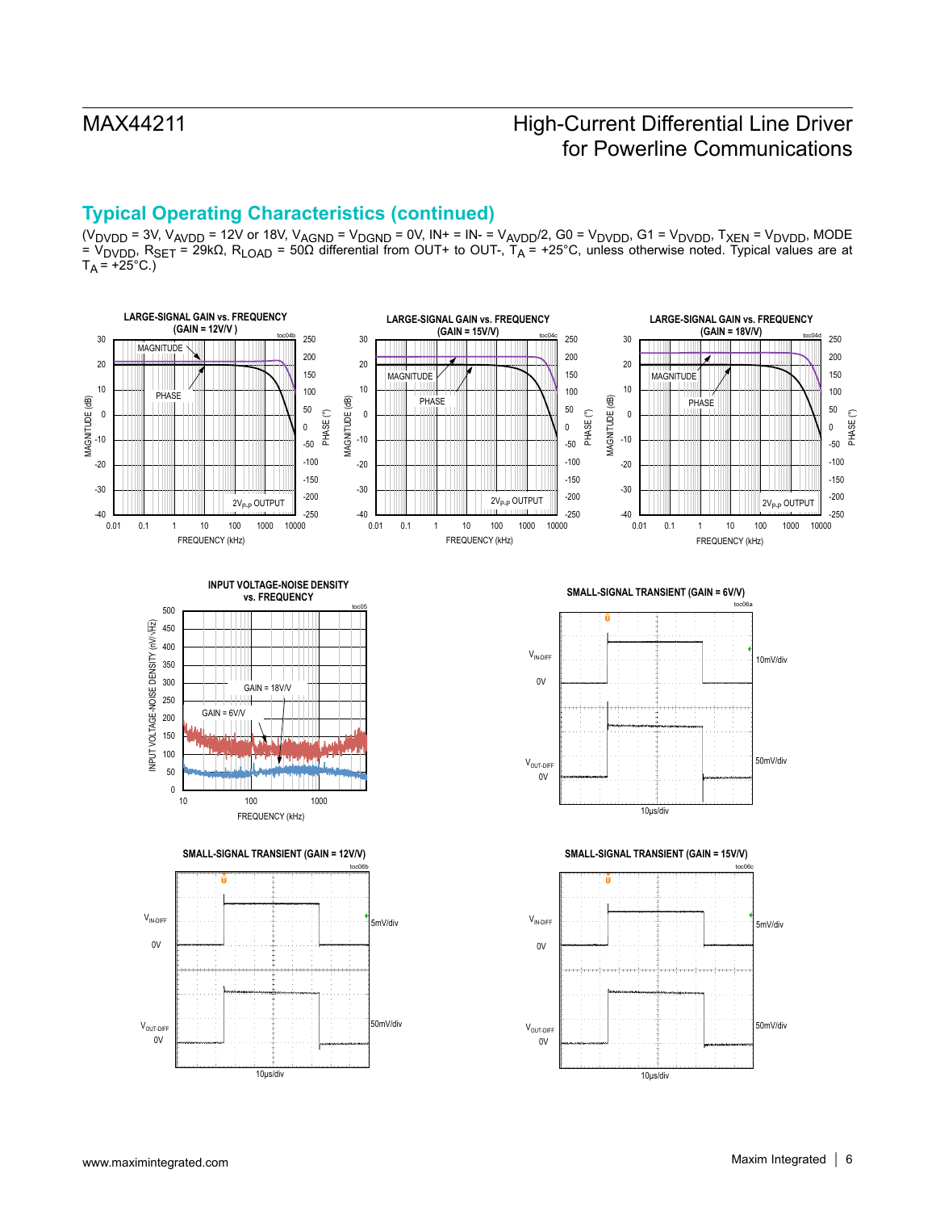## Typical Operating Characteristics (continued)

($V_{DVDD}$ = 3V, $V_{AVDD}$ = 12V or 18V, $V_{AGND}$ = $V_{DGND}$ = 0V, IN+ = IN- = $V_{AVDD}/2$, G0 = $V_{DVDD}$, G1 = $V_{DVDD}$, $T_{XEN}$ = $V_{DVDD}$, MODE = $V_{DVDD}$, $R_{SET}$ = 29kΩ, $R_{LOAD}$ = 50Ω differential from OUT+ to OUT-, $T_A$ = +25°C, unless otherwise noted. Typical values are at $T_A$ = +25°C.)

**LARGE-SIGNAL GAIN vs. FREQUENCY (GAIN = 12V/V)**

**LARGE-SIGNAL GAIN vs. FREQUENCY (GAIN = 15V/V)**

**LARGE-SIGNAL GAIN vs. FREQUENCY (GAIN = 18V/V)**

**INPUT VOLTAGE-NOISE DENSITY vs. FREQUENCY**

**SMALL-SIGNAL TRANSIENT (GAIN = 6V/V)**

**SMALL-SIGNAL TRANSIENT (GAIN = 12V/V)**

**SMALL-SIGNAL TRANSIENT (GAIN = 15V/V)**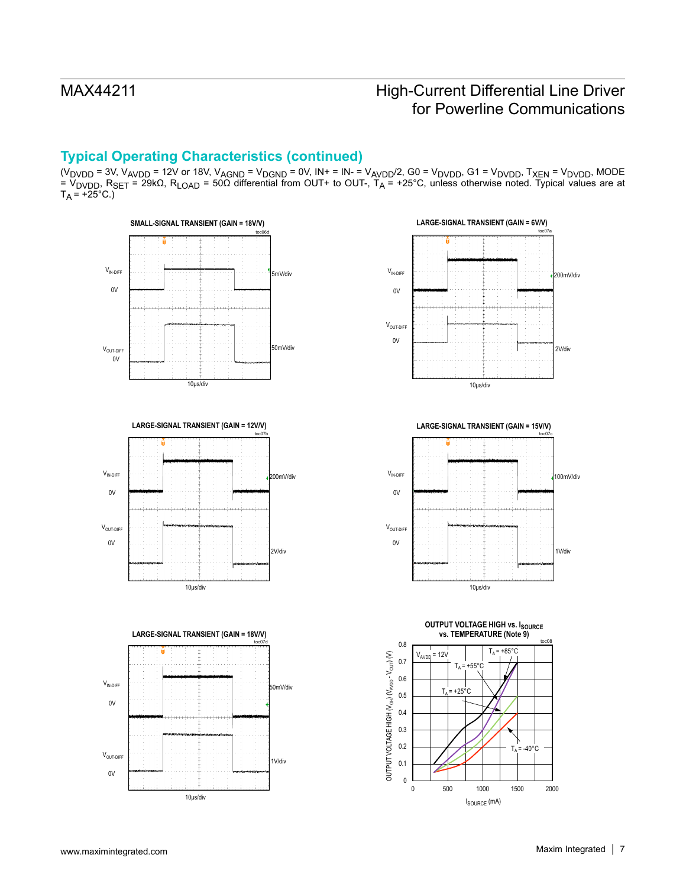## Typical Operating Characteristics (continued)

($V_{DVDD}$ = 3V, $V_{AVDD}$ = 12V or 18V, $V_{AGND}$ = $V_{DGND}$ = 0V, IN+ = IN- = $V_{AVDD}$/2, G0 = $V_{DVDD}$, G1 = $V_{DVDD}$, $T_{XEN}$ = $V_{DVDD}$, MODE = $V_{DVDD}$, $R_{SET}$ = 29kΩ, $R_{LOAD}$ = 50Ω differential from OUT+ to OUT-, $T_A$ = +25°C, unless otherwise noted. Typical values are at $T_A$ = +25°C.)

**SMALL-SIGNAL TRANSIENT (GAIN = 18V/V)** (toc06d)

$V_{IN-DIFF}$: 5mV/div; $V_{OUT-DIFF}$: 50mV/div; 10µs/div

**LARGE-SIGNAL TRANSIENT (GAIN = 6V/V)** (toc07a)

$V_{IN-DIFF}$: 200mV/div; $V_{OUT-DIFF}$: 2V/div; 10µs/div

**LARGE-SIGNAL TRANSIENT (GAIN = 12V/V)** (toc07b)

$V_{IN-DIFF}$: 200mV/div; $V_{OUT-DIFF}$: 2V/div; 10µs/div

**LARGE-SIGNAL TRANSIENT (GAIN = 15V/V)** (toc07c)

$V_{IN-DIFF}$: 100mV/div; $V_{OUT-DIFF}$: 1V/div; 10µs/div

**LARGE-SIGNAL TRANSIENT (GAIN = 18V/V)** (toc07d)

$V_{IN-DIFF}$: 50mV/div; $V_{OUT-DIFF}$: 1V/div; 10µs/div

**OUTPUT VOLTAGE HIGH vs. $I_{SOURCE}$ vs. TEMPERATURE (Note 9)** (toc08)

$V_{AVDD}$ = 12V; $T_A$ = +85°C, +55°C, +25°C, -40°C

Y-axis: OUTPUT VOLTAGE HIGH ($V_{OH}$) ($V_{AVDD}$ - $V_{OUT}$) (V), 0 to 0.8; X-axis: $I_{SOURCE}$ (mA), 0 to 2000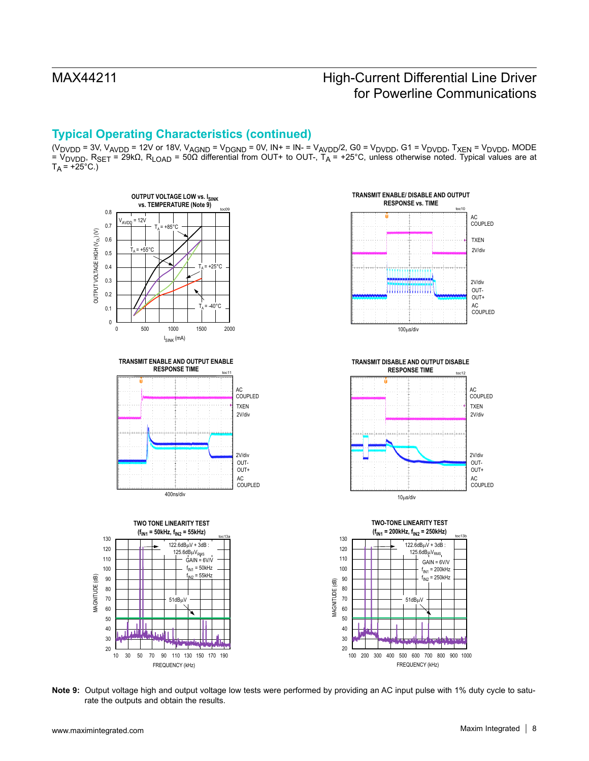## Typical Operating Characteristics (continued)

($V_{DVDD}$ = 3V, $V_{AVDD}$ = 12V or 18V, $V_{AGND}$ = $V_{DGND}$ = 0V, IN+ = IN- = $V_{AVDD}/2$, G0 = $V_{DVDD}$, G1 = $V_{DVDD}$, $T_{XEN}$ = $V_{DVDD}$, MODE = $V_{DVDD}$, $R_{SET}$ = 29kΩ, $R_{LOAD}$ = 50Ω differential from OUT+ to OUT-, $T_A$ = +25°C, unless otherwise noted. Typical values are at $T_A$ = +25°C.)

OUTPUT VOLTAGE LOW vs. $I_{SINK}$ vs. TEMPERATURE (Note 9)

TRANSMIT ENABLE/ DISABLE AND OUTPUT RESPONSE vs. TIME

TRANSMIT ENABLE AND OUTPUT ENABLE RESPONSE TIME

TRANSMIT DISABLE AND OUTPUT DISABLE RESPONSE TIME

TWO TONE LINEARITY TEST ($f_{IN1}$ = 50kHz, $f_{IN2}$ = 55kHz)

TWO-TONE LINEARITY TEST ($f_{IN1}$ = 200kHz, $f_{IN2}$ = 250kHz)

**Note 9:** Output voltage high and output voltage low tests were performed by providing an AC input pulse with 1% duty cycle to saturate the outputs and obtain the results.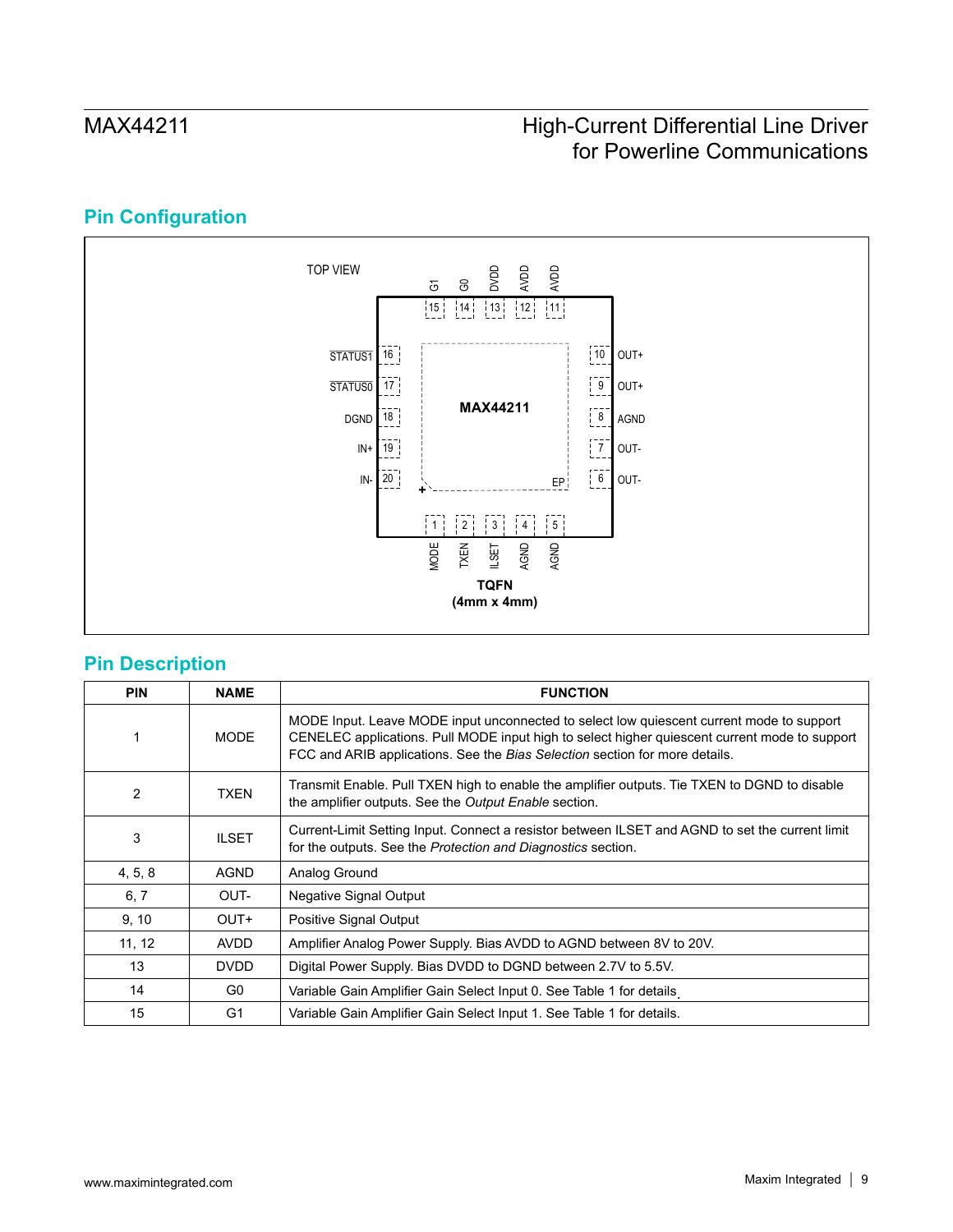## Pin Configuration

TOP VIEW

| Pin | Name |
|---|---|
| 15 | G1 |
| 14 | G0 |
| 13 | DVDD |
| 12 | AVDD |
| 11 | AVDD |
| 16 | $\overline{\text{STATUS1}}$ |
| 17 | $\overline{\text{STATUS0}}$ |
| 18 | DGND |
| 19 | IN+ |
| 20 | IN- |
| 10 | OUT+ |
| 9 | OUT+ |
| 8 | AGND |
| 7 | OUT- |
| 6 | OUT- |
| 1 | MODE |
| 2 | TXEN |
| 3 | ILSET |
| 4 | AGND |
| 5 | AGND |

MAX44211

EP

**TQFN**
**(4mm x 4mm)**

## Pin Description

| PIN | NAME | FUNCTION |
|---|---|---|
| 1 | MODE | MODE Input. Leave MODE input unconnected to select low quiescent current mode to support CENELEC applications. Pull MODE input high to select higher quiescent current mode to support FCC and ARIB applications. See the *Bias Selection* section for more details. |
| 2 | TXEN | Transmit Enable. Pull TXEN high to enable the amplifier outputs. Tie TXEN to DGND to disable the amplifier outputs. See the *Output Enable* section. |
| 3 | ILSET | Current-Limit Setting Input. Connect a resistor between ILSET and AGND to set the current limit for the outputs. See the *Protection and Diagnostics* section. |
| 4, 5, 8 | AGND | Analog Ground |
| 6, 7 | OUT- | Negative Signal Output |
| 9, 10 | OUT+ | Positive Signal Output |
| 11, 12 | AVDD | Amplifier Analog Power Supply. Bias AVDD to AGND between 8V to 20V. |
| 13 | DVDD | Digital Power Supply. Bias DVDD to DGND between 2.7V to 5.5V. |
| 14 | G0 | Variable Gain Amplifier Gain Select Input 0. See Table 1 for details. |
| 15 | G1 | Variable Gain Amplifier Gain Select Input 1. See Table 1 for details. |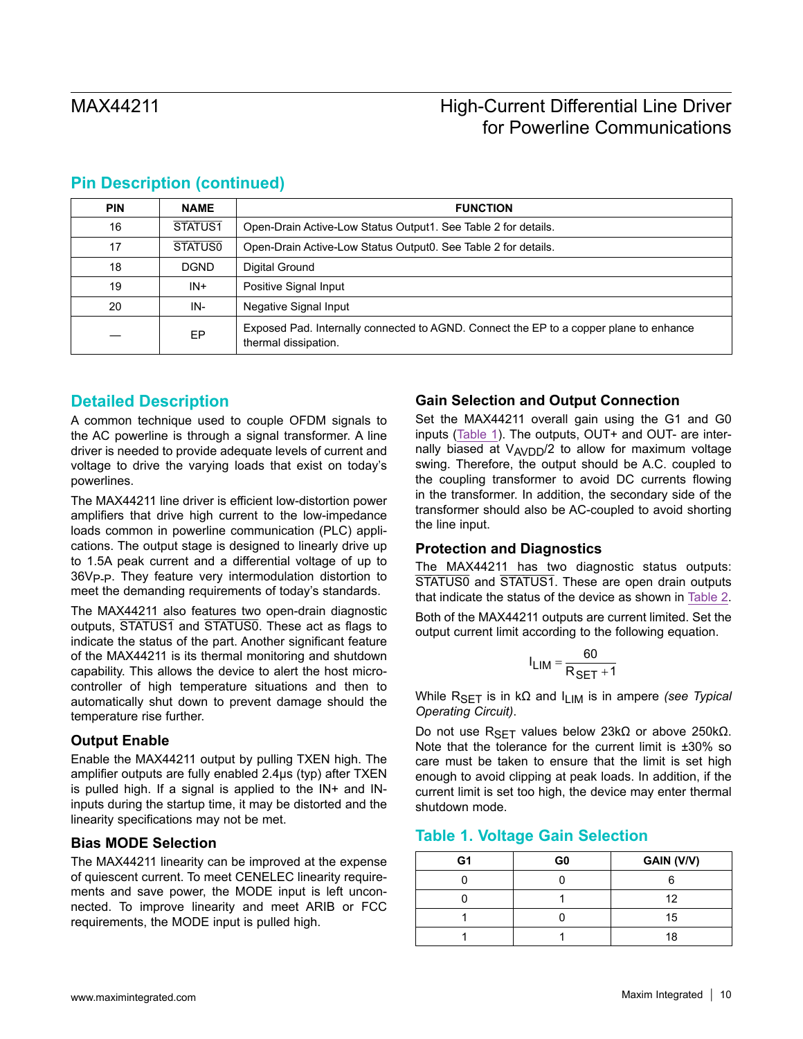## Pin Description (continued)

| PIN | NAME | FUNCTION |
|---|---|---|
| 16 | $\overline{\text{STATUS1}}$ | Open-Drain Active-Low Status Output1. See Table 2 for details. |
| 17 | $\overline{\text{STATUS0}}$ | Open-Drain Active-Low Status Output0. See Table 2 for details. |
| 18 | DGND | Digital Ground |
| 19 | IN+ | Positive Signal Input |
| 20 | IN- | Negative Signal Input |
| — | EP | Exposed Pad. Internally connected to AGND. Connect the EP to a copper plane to enhance thermal dissipation. |

## Detailed Description

A common technique used to couple OFDM signals to the AC powerline is through a signal transformer. A line driver is needed to provide adequate levels of current and voltage to drive the varying loads that exist on today's powerlines.

The MAX44211 line driver is efficient low-distortion power amplifiers that drive high current to the low-impedance loads common in powerline communication (PLC) applications. The output stage is designed to linearly drive up to 1.5A peak current and a differential voltage of up to $36V_{P-P}$. They feature very intermodulation distortion to meet the demanding requirements of today's standards.

The MAX44211 also features two open-drain diagnostic outputs, $\overline{\text{STATUS1}}$ and $\overline{\text{STATUS0}}$. These act as flags to indicate the status of the part. Another significant feature of the MAX44211 is its thermal monitoring and shutdown capability. This allows the device to alert the host microcontroller of high temperature situations and then to automatically shut down to prevent damage should the temperature rise further.

### Output Enable

Enable the MAX44211 output by pulling TXEN high. The amplifier outputs are fully enabled 2.4µs (typ) after TXEN is pulled high. If a signal is applied to the IN+ and IN- inputs during the startup time, it may be distorted and the linearity specifications may not be met.

### Bias MODE Selection

The MAX44211 linearity can be improved at the expense of quiescent current. To meet CENELEC linearity requirements and save power, the MODE input is left unconnected. To improve linearity and meet ARIB or FCC requirements, the MODE input is pulled high.

### Gain Selection and Output Connection

Set the MAX44211 overall gain using the G1 and G0 inputs (Table 1). The outputs, OUT+ and OUT- are internally biased at $V_{AVDD}/2$ to allow for maximum voltage swing. Therefore, the output should be A.C. coupled to the coupling transformer to avoid DC currents flowing in the transformer. In addition, the secondary side of the transformer should also be AC-coupled to avoid shorting the line input.

### Protection and Diagnostics

The MAX44211 has two diagnostic status outputs: $\overline{\text{STATUS0}}$ and $\overline{\text{STATUS1}}$. These are open drain outputs that indicate the status of the device as shown in Table 2.

Both of the MAX44211 outputs are current limited. Set the output current limit according to the following equation.

$$I_{LIM} = \frac{60}{R_{SET} + 1}$$

While $R_{SET}$ is in kΩ and $I_{LIM}$ is in ampere *(see Typical Operating Circuit)*.

Do not use $R_{SET}$ values below 23kΩ or above 250kΩ. Note that the tolerance for the current limit is ±30% so care must be taken to ensure that the limit is set high enough to avoid clipping at peak loads. In addition, if the current limit is set too high, the device may enter thermal shutdown mode.

## Table 1. Voltage Gain Selection

| G1 | G0 | GAIN (V/V) |
|---|---|---|
| 0 | 0 | 6 |
| 0 | 1 | 12 |
| 1 | 0 | 15 |
| 1 | 1 | 18 |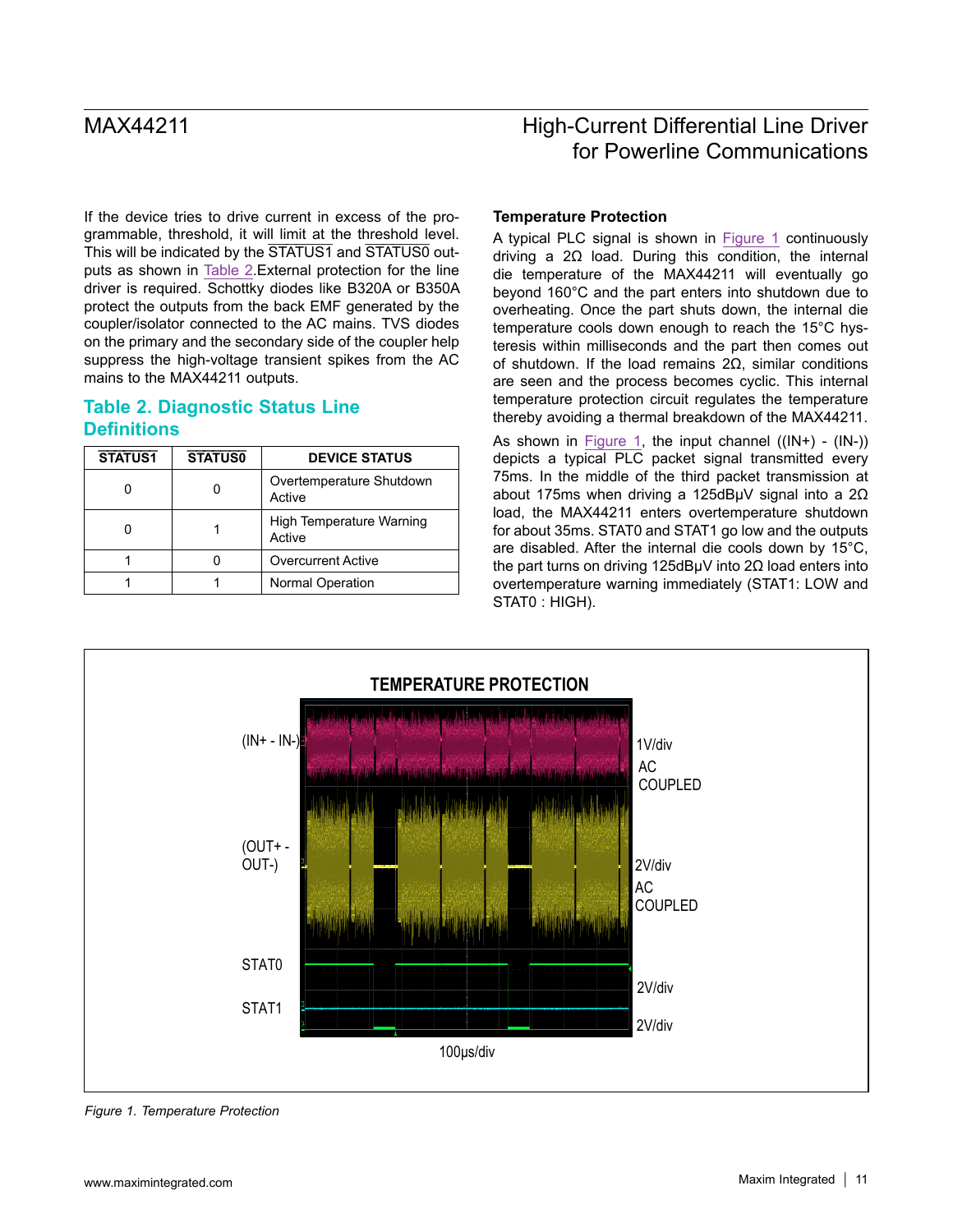If the device tries to drive current in excess of the programmable, threshold, it will limit at the threshold level. This will be indicated by the $\overline{\text{STATUS1}}$ and $\overline{\text{STATUS0}}$ outputs as shown in Table 2.External protection for the line driver is required. Schottky diodes like B320A or B350A protect the outputs from the back EMF generated by the coupler/isolator connected to the AC mains. TVS diodes on the primary and the secondary side of the coupler help suppress the high-voltage transient spikes from the AC mains to the MAX44211 outputs.

## Table 2. Diagnostic Status Line Definitions

| $\overline{\text{STATUS1}}$ | $\overline{\text{STATUS0}}$ | DEVICE STATUS |
|---|---|---|
| 0 | 0 | Overtemperature Shutdown Active |
| 0 | 1 | High Temperature Warning Active |
| 1 | 0 | Overcurrent Active |
| 1 | 1 | Normal Operation |

### Temperature Protection

A typical PLC signal is shown in Figure 1 continuously driving a 2Ω load. During this condition, the internal die temperature of the MAX44211 will eventually go beyond 160°C and the part enters into shutdown due to overheating. Once the part shuts down, the internal die temperature cools down enough to reach the 15°C hysteresis within milliseconds and the part then comes out of shutdown. If the load remains 2Ω, similar conditions are seen and the process becomes cyclic. This internal temperature protection circuit regulates the temperature thereby avoiding a thermal breakdown of the MAX44211.

As shown in Figure 1, the input channel ((IN+) - (IN-)) depicts a typical PLC packet signal transmitted every 75ms. In the middle of the third packet transmission at about 175ms when driving a 125dBμV signal into a 2Ω load, the MAX44211 enters overtemperature shutdown for about 35ms. STAT0 and STAT1 go low and the outputs are disabled. After the internal die cools down by 15°C, the part turns on driving 125dBμV into 2Ω load enters into overtemperature warning immediately (STAT1: LOW and STAT0 : HIGH).

TEMPERATURE PROTECTION

(IN+ - IN-) 1V/div AC COUPLED

(OUT+ - OUT-) 2V/div AC COUPLED

STAT0 2V/div

STAT1 2V/div

100μs/div

*Figure 1. Temperature Protection*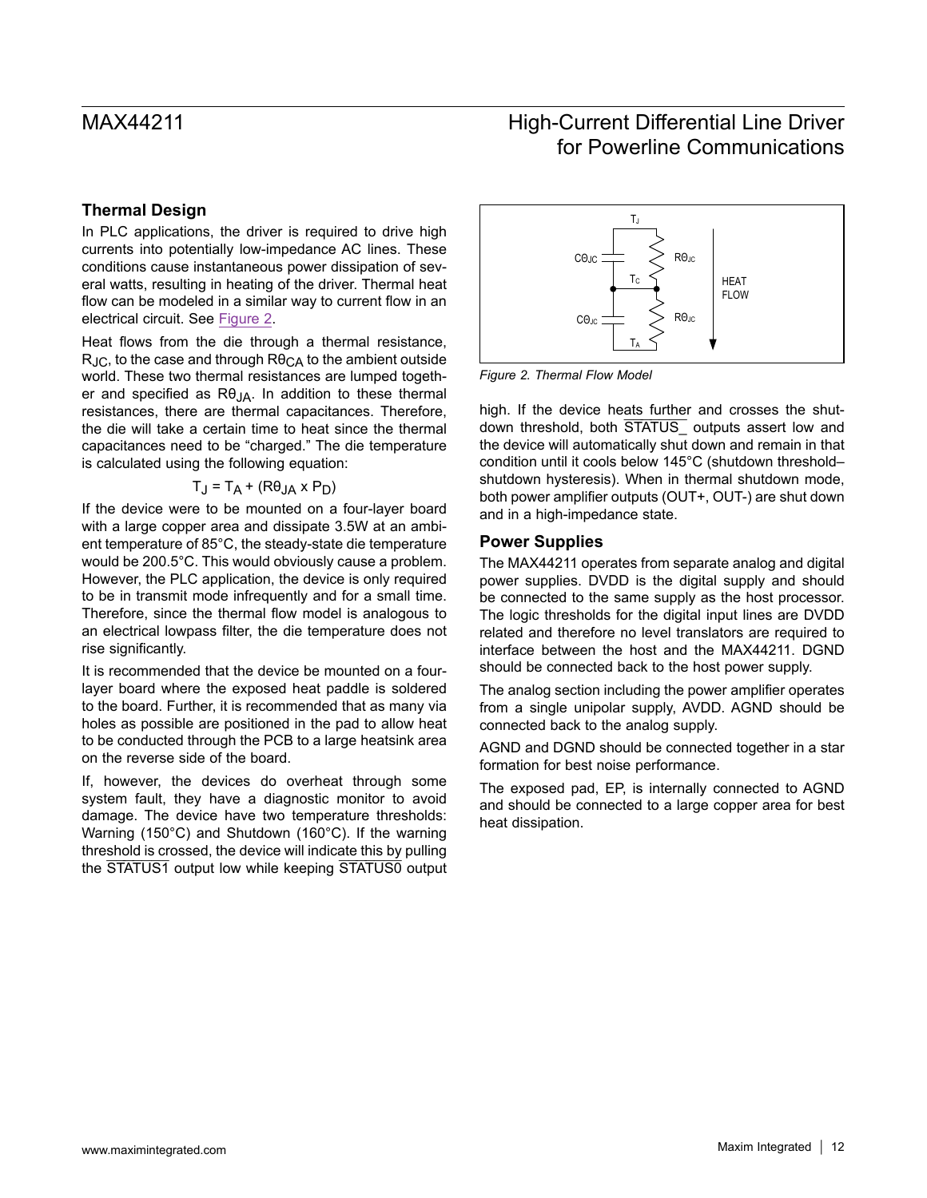## Thermal Design

In PLC applications, the driver is required to drive high currents into potentially low-impedance AC lines. These conditions cause instantaneous power dissipation of several watts, resulting in heating of the driver. Thermal heat flow can be modeled in a similar way to current flow in an electrical circuit. See Figure 2.

Heat flows from the die through a thermal resistance, $R_{JC}$, to the case and through $R\theta_{CA}$ to the ambient outside world. These two thermal resistances are lumped together and specified as $R\theta_{JA}$. In addition to these thermal resistances, there are thermal capacitances. Therefore, the die will take a certain time to heat since the thermal capacitances need to be "charged." The die temperature is calculated using the following equation:

$$T_J = T_A + (R\theta_{JA} \times P_D)$$

If the device were to be mounted on a four-layer board with a large copper area and dissipate 3.5W at an ambient temperature of 85°C, the steady-state die temperature would be 200.5°C. This would obviously cause a problem. However, the PLC application, the device is only required to be in transmit mode infrequently and for a small time. Therefore, since the thermal flow model is analogous to an electrical lowpass filter, the die temperature does not rise significantly.

It is recommended that the device be mounted on a four-layer board where the exposed heat paddle is soldered to the board. Further, it is recommended that as many via holes as possible are positioned in the pad to allow heat to be conducted through the PCB to a large heatsink area on the reverse side of the board.

If, however, the devices do overheat through some system fault, they have a diagnostic monitor to avoid damage. The device have two temperature thresholds: Warning (150°C) and Shutdown (160°C). If the warning threshold is crossed, the device will indicate this by pulling the $\overline{\text{STATUS1}}$ output low while keeping $\overline{\text{STATUS0}}$ output high. If the device heats further and crosses the shutdown threshold, both $\overline{\text{STATUS\_}}$ outputs assert low and the device will automatically shut down and remain in that condition until it cools below 145°C (shutdown threshold–shutdown hysteresis). When in thermal shutdown mode, both power amplifier outputs (OUT+, OUT-) are shut down and in a high-impedance state.

*Figure 2. Thermal Flow Model*

## Power Supplies

The MAX44211 operates from separate analog and digital power supplies. DVDD is the digital supply and should be connected to the same supply as the host processor. The logic thresholds for the digital input lines are DVDD related and therefore no level translators are required to interface between the host and the MAX44211. DGND should be connected back to the host power supply.

The analog section including the power amplifier operates from a single unipolar supply, AVDD. AGND should be connected back to the analog supply.

AGND and DGND should be connected together in a star formation for best noise performance.

The exposed pad, EP, is internally connected to AGND and should be connected to a large copper area for best heat dissipation.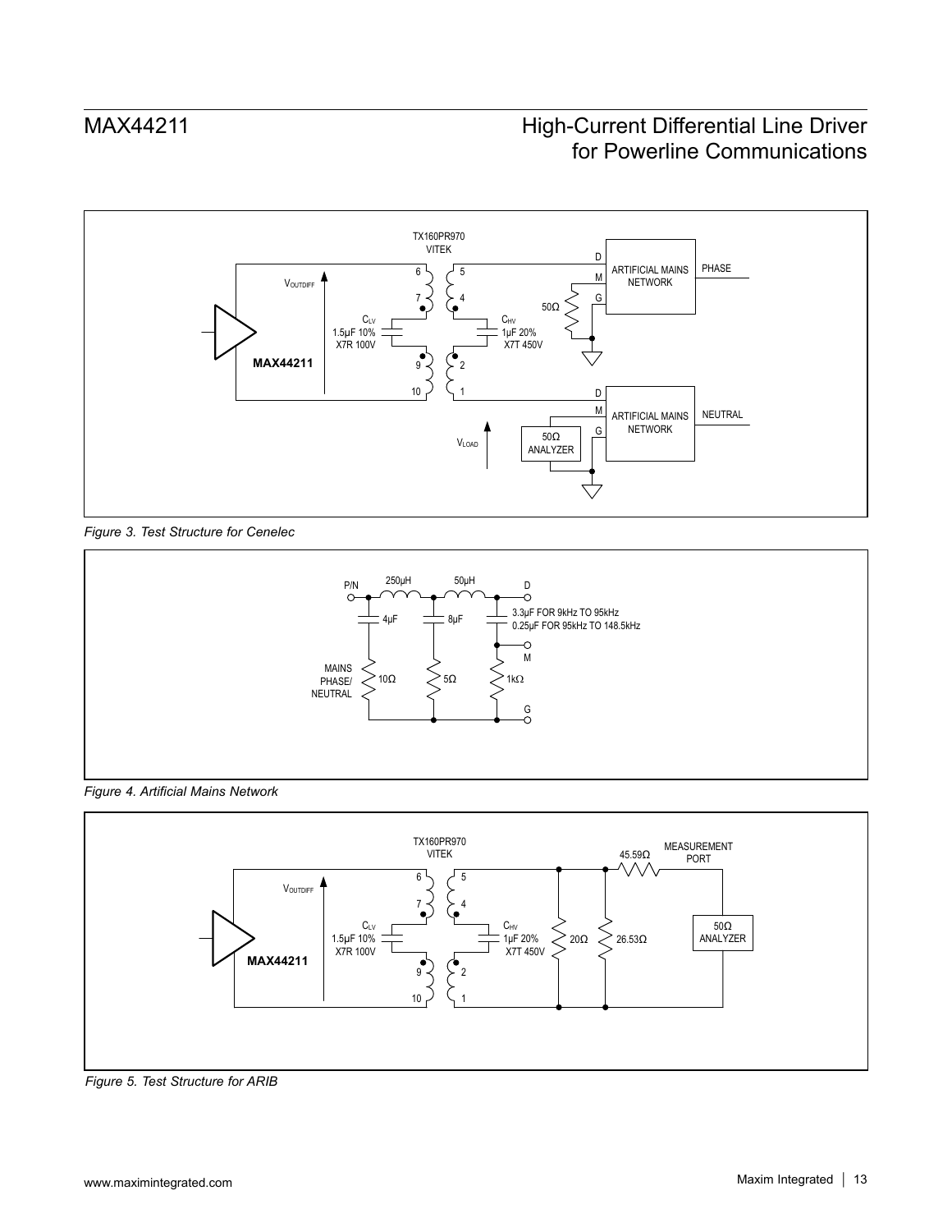Figure 3. Test Structure for Cenelec

Figure 4. Artificial Mains Network

Figure 5. Test Structure for ARIB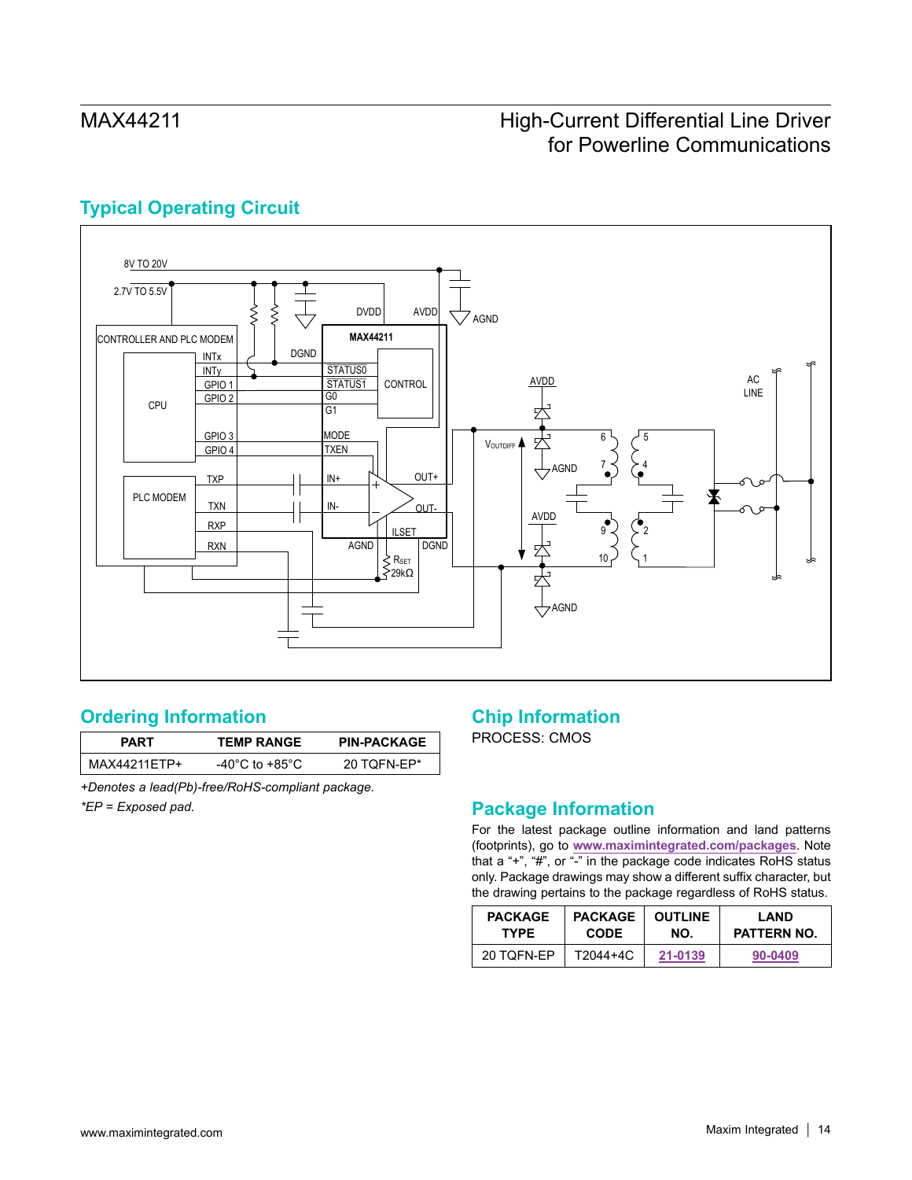## Typical Operating Circuit

## Ordering Information

| PART | TEMP RANGE | PIN-PACKAGE |
|---|---|---|
| MAX44211ETP+ | -40°C to +85°C | 20 TQFN-EP* |

*+Denotes a lead(Pb)-free/RoHS-compliant package.*

**EP = Exposed pad.*

## Chip Information

PROCESS: CMOS

## Package Information

For the latest package outline information and land patterns (footprints), go to **www.maximintegrated.com/packages**. Note that a "+", "#", or "-" in the package code indicates RoHS status only. Package drawings may show a different suffix character, but the drawing pertains to the package regardless of RoHS status.

| PACKAGE TYPE | PACKAGE CODE | OUTLINE NO. | LAND PATTERN NO. |
|---|---|---|---|
| 20 TQFN-EP | T2044+4C | 21-0139 | 90-0409 |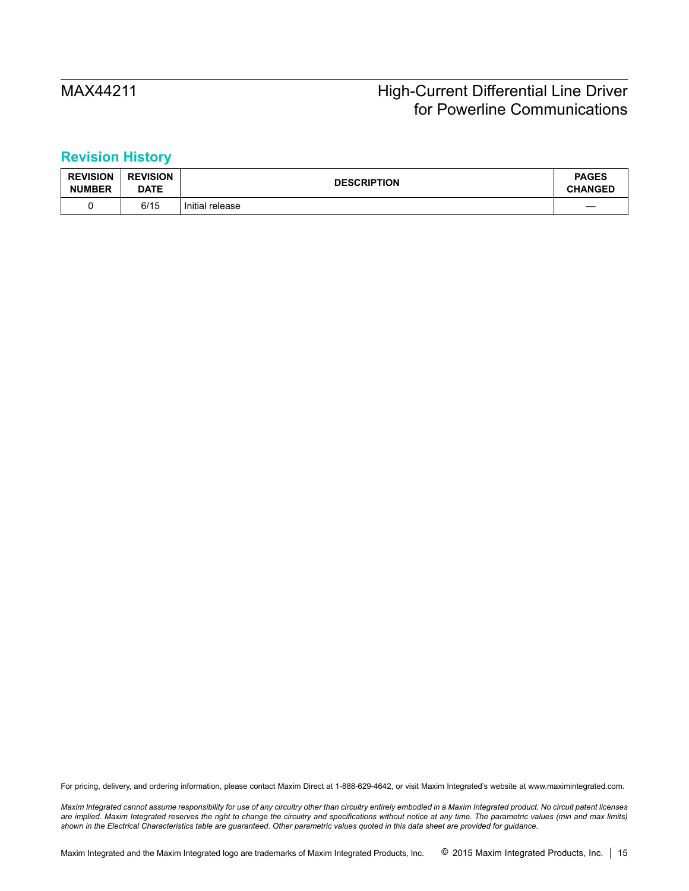## Revision History

| REVISION NUMBER | REVISION DATE | DESCRIPTION | PAGES CHANGED |
|---|---|---|---|
| 0 | 6/15 | Initial release | — |

For pricing, delivery, and ordering information, please contact Maxim Direct at 1-888-629-4642, or visit Maxim Integrated's website at www.maximintegrated.com.

*Maxim Integrated cannot assume responsibility for use of any circuitry other than circuitry entirely embodied in a Maxim Integrated product. No circuit patent licenses are implied. Maxim Integrated reserves the right to change the circuitry and specifications without notice at any time. The parametric values (min and max limits) shown in the Electrical Characteristics table are guaranteed. Other parametric values quoted in this data sheet are provided for guidance.*

Maxim Integrated and the Maxim Integrated logo are trademarks of Maxim Integrated Products, Inc. © 2015 Maxim Integrated Products, Inc.